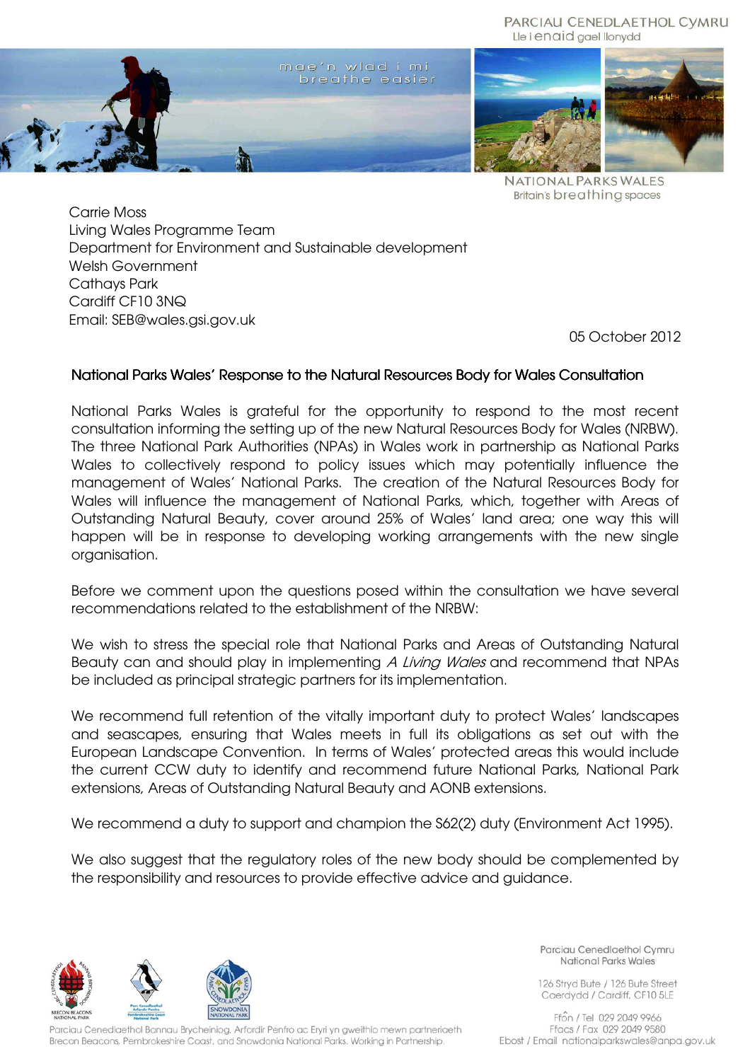PARCIAU CENEDLAETHOL CYMRU
Lle i enaid gael llonydd

mae'n wlad i mi
breathe easier

NATIONAL PARKS WALES
Britain's breathing spaces

Carrie Moss
Living Wales Programme Team
Department for Environment and Sustainable development
Welsh Government
Cathays Park
Cardiff CF10 3NQ
Email: SEB@wales.gsi.gov.uk

05 October 2012

## National Parks Wales' Response to the Natural Resources Body for Wales Consultation

National Parks Wales is grateful for the opportunity to respond to the most recent consultation informing the setting up of the new Natural Resources Body for Wales (NRBW). The three National Park Authorities (NPAs) in Wales work in partnership as National Parks Wales to collectively respond to policy issues which may potentially influence the management of Wales' National Parks. The creation of the Natural Resources Body for Wales will influence the management of National Parks, which, together with Areas of Outstanding Natural Beauty, cover around 25% of Wales' land area; one way this will happen will be in response to developing working arrangements with the new single organisation.

Before we comment upon the questions posed within the consultation we have several recommendations related to the establishment of the NRBW:

We wish to stress the special role that National Parks and Areas of Outstanding Natural Beauty can and should play in implementing *A Living Wales* and recommend that NPAs be included as principal strategic partners for its implementation.

We recommend full retention of the vitally important duty to protect Wales' landscapes and seascapes, ensuring that Wales meets in full its obligations as set out with the European Landscape Convention. In terms of Wales' protected areas this would include the current CCW duty to identify and recommend future National Parks, National Park extensions, Areas of Outstanding Natural Beauty and AONB extensions.

We recommend a duty to support and champion the S62(2) duty (Environment Act 1995).

We also suggest that the regulatory roles of the new body should be complemented by the responsibility and resources to provide effective advice and guidance.

Parciau Cenedlaethol Cymru
National Parks Wales

126 Stryd Bute / 126 Bute Street
Caerdydd / Cardiff, CF10 5LE

Ffôn / Tel 029 2049 9966
Ffacs / Fax 029 2049 9580
Ebost / Email nationalparkswales@anpa.gov.uk

Parciau Cenedlaethol Bannau Brycheiniog, Arfordir Penfro ac Eryri yn gweithio mewn partneriaeth
Brecon Beacons, Pembrokeshire Coast, and Snowdonia National Parks, Working in Partnership.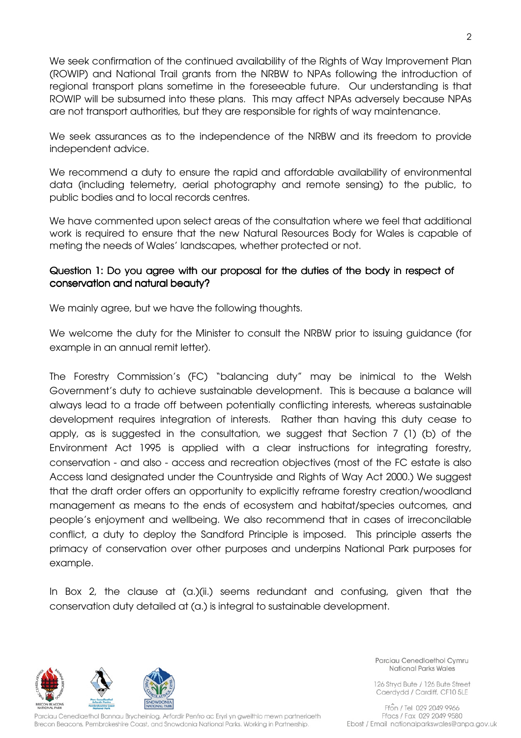We seek confirmation of the continued availability of the Rights of Way Improvement Plan (ROWIP) and National Trail grants from the NRBW to NPAs following the introduction of regional transport plans sometime in the foreseeable future. Our understanding is that ROWIP will be subsumed into these plans. This may affect NPAs adversely because NPAs are not transport authorities, but they are responsible for rights of way maintenance.

We seek assurances as to the independence of the NRBW and its freedom to provide independent advice.

We recommend a duty to ensure the rapid and affordable availability of environmental data (including telemetry, aerial photography and remote sensing) to the public, to public bodies and to local records centres.

We have commented upon select areas of the consultation where we feel that additional work is required to ensure that the new Natural Resources Body for Wales is capable of meting the needs of Wales' landscapes, whether protected or not.

### Question 1: Do you agree with our proposal for the duties of the body in respect of conservation and natural beauty?

We mainly agree, but we have the following thoughts.

We welcome the duty for the Minister to consult the NRBW prior to issuing guidance (for example in an annual remit letter).

The Forestry Commission's (FC) "balancing duty" may be inimical to the Welsh Government's duty to achieve sustainable development. This is because a balance will always lead to a trade off between potentially conflicting interests, whereas sustainable development requires integration of interests. Rather than having this duty cease to apply, as is suggested in the consultation, we suggest that Section 7 (1) (b) of the Environment Act 1995 is applied with a clear instructions for integrating forestry, conservation - and also - access and recreation objectives (most of the FC estate is also Access land designated under the Countryside and Rights of Way Act 2000.) We suggest that the draft order offers an opportunity to explicitly reframe forestry creation/woodland management as means to the ends of ecosystem and habitat/species outcomes, and people's enjoyment and wellbeing. We also recommend that in cases of irreconcilable conflict, a duty to deploy the Sandford Principle is imposed. This principle asserts the primacy of conservation over other purposes and underpins National Park purposes for example.

In Box 2, the clause at (a.)(ii.) seems redundant and confusing, given that the conservation duty detailed at (a.) is integral to sustainable development.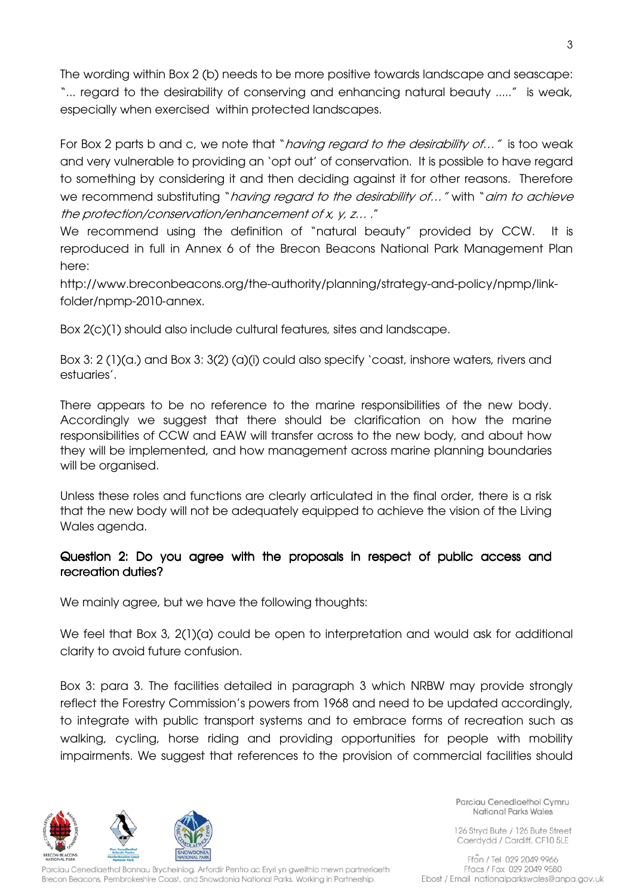The wording within Box 2 (b) needs to be more positive towards landscape and seascape: "... regard to the desirability of conserving and enhancing natural beauty ....." is weak, especially when exercised within protected landscapes.

For Box 2 parts b and c, we note that "*having regard to the desirability of…*" is too weak and very vulnerable to providing an 'opt out' of conservation. It is possible to have regard to something by considering it and then deciding against it for other reasons. Therefore we recommend substituting "*having regard to the desirability of…*" with "*aim to achieve the protection/conservation/enhancement of x, y, z… .*"
We recommend using the definition of "natural beauty" provided by CCW. It is reproduced in full in Annex 6 of the Brecon Beacons National Park Management Plan here:
http://www.breconbeacons.org/the-authority/planning/strategy-and-policy/npmp/link-folder/npmp-2010-annex.

Box 2(c)(1) should also include cultural features, sites and landscape.

Box 3: 2 (1)(a.) and Box 3: 3(2) (a)(i) could also specify 'coast, inshore waters, rivers and estuaries'.

There appears to be no reference to the marine responsibilities of the new body. Accordingly we suggest that there should be clarification on how the marine responsibilities of CCW and EAW will transfer across to the new body, and about how they will be implemented, and how management across marine planning boundaries will be organised.

Unless these roles and functions are clearly articulated in the final order, there is a risk that the new body will not be adequately equipped to achieve the vision of the Living Wales agenda.

**Question 2: Do you agree with the proposals in respect of public access and recreation duties?**

We mainly agree, but we have the following thoughts:

We feel that Box 3, 2(1)(a) could be open to interpretation and would ask for additional clarity to avoid future confusion.

Box 3: para 3. The facilities detailed in paragraph 3 which NRBW may provide strongly reflect the Forestry Commission's powers from 1968 and need to be updated accordingly, to integrate with public transport systems and to embrace forms of recreation such as walking, cycling, horse riding and providing opportunities for people with mobility impairments. We suggest that references to the provision of commercial facilities should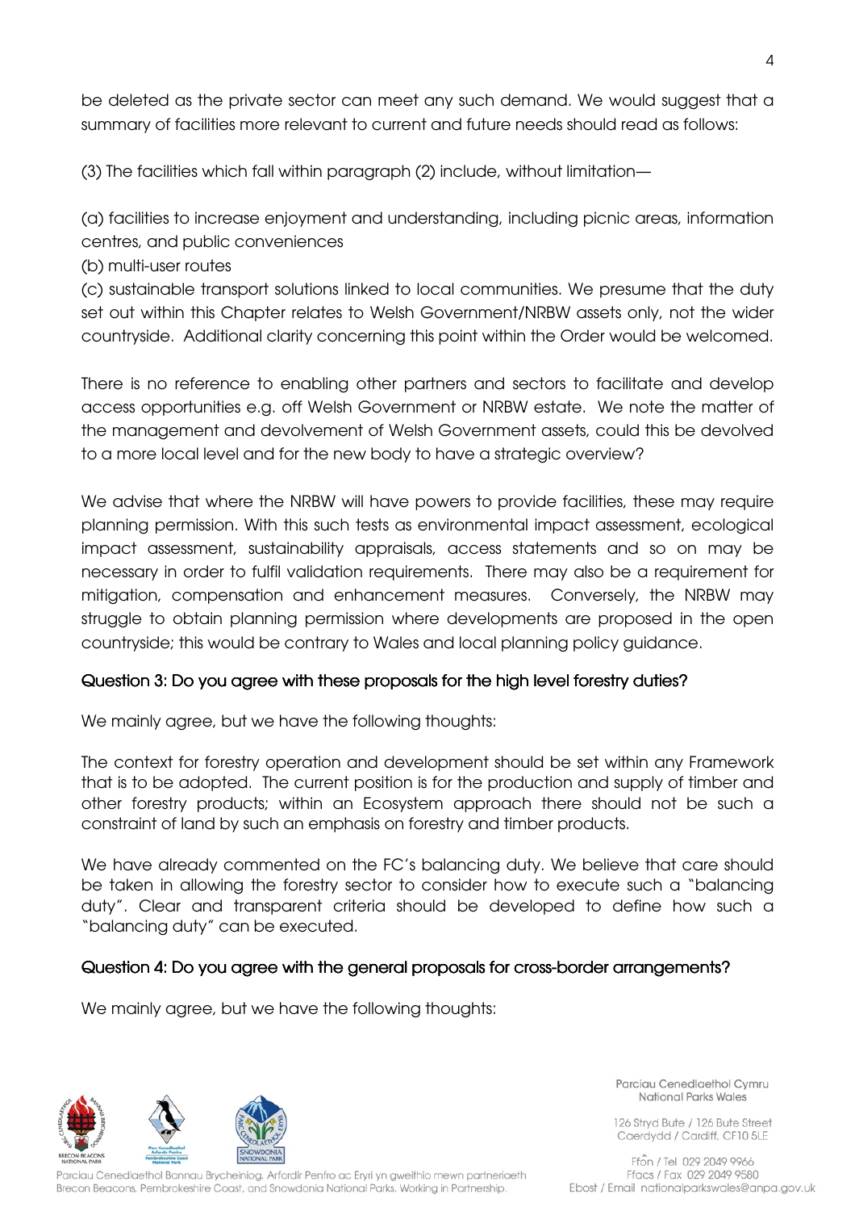be deleted as the private sector can meet any such demand. We would suggest that a summary of facilities more relevant to current and future needs should read as follows:

(3) The facilities which fall within paragraph (2) include, without limitation—

(a) facilities to increase enjoyment and understanding, including picnic areas, information centres, and public conveniences
(b) multi-user routes
(c) sustainable transport solutions linked to local communities. We presume that the duty set out within this Chapter relates to Welsh Government/NRBW assets only, not the wider countryside. Additional clarity concerning this point within the Order would be welcomed.

There is no reference to enabling other partners and sectors to facilitate and develop access opportunities e.g. off Welsh Government or NRBW estate. We note the matter of the management and devolvement of Welsh Government assets, could this be devolved to a more local level and for the new body to have a strategic overview?

We advise that where the NRBW will have powers to provide facilities, these may require planning permission. With this such tests as environmental impact assessment, ecological impact assessment, sustainability appraisals, access statements and so on may be necessary in order to fulfil validation requirements. There may also be a requirement for mitigation, compensation and enhancement measures. Conversely, the NRBW may struggle to obtain planning permission where developments are proposed in the open countryside; this would be contrary to Wales and local planning policy guidance.

### Question 3: Do you agree with these proposals for the high level forestry duties?

We mainly agree, but we have the following thoughts:

The context for forestry operation and development should be set within any Framework that is to be adopted. The current position is for the production and supply of timber and other forestry products; within an Ecosystem approach there should not be such a constraint of land by such an emphasis on forestry and timber products.

We have already commented on the FC's balancing duty. We believe that care should be taken in allowing the forestry sector to consider how to execute such a "balancing duty". Clear and transparent criteria should be developed to define how such a "balancing duty" can be executed.

### Question 4: Do you agree with the general proposals for cross-border arrangements?

We mainly agree, but we have the following thoughts: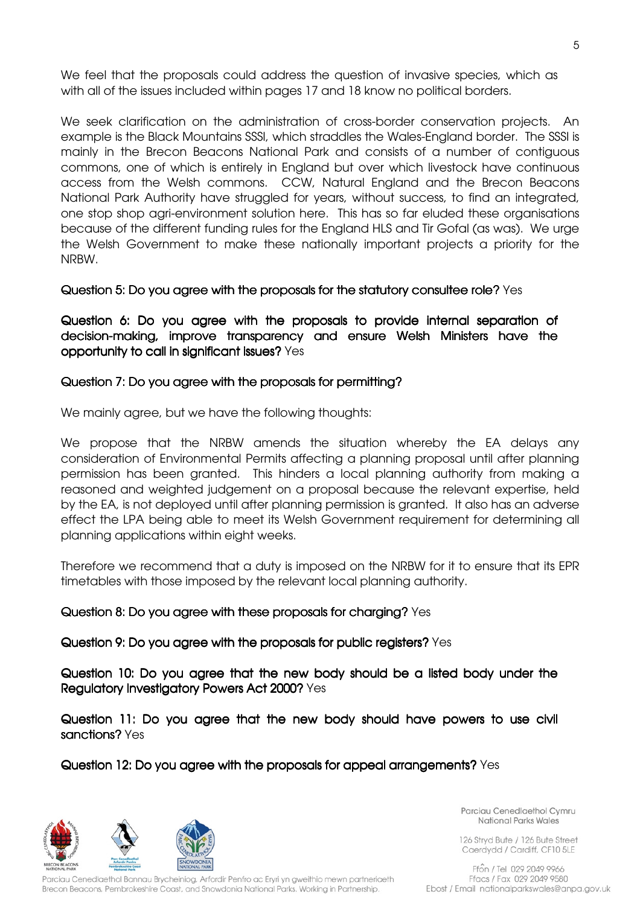We feel that the proposals could address the question of invasive species, which as with all of the issues included within pages 17 and 18 know no political borders.

We seek clarification on the administration of cross-border conservation projects. An example is the Black Mountains SSSI, which straddles the Wales-England border. The SSSI is mainly in the Brecon Beacons National Park and consists of a number of contiguous commons, one of which is entirely in England but over which livestock have continuous access from the Welsh commons. CCW, Natural England and the Brecon Beacons National Park Authority have struggled for years, without success, to find an integrated, one stop shop agri-environment solution here. This has so far eluded these organisations because of the different funding rules for the England HLS and Tir Gofal (as was). We urge the Welsh Government to make these nationally important projects a priority for the NRBW.

**Question 5: Do you agree with the proposals for the statutory consultee role?** Yes

**Question 6: Do you agree with the proposals to provide internal separation of decision-making, improve transparency and ensure Welsh Ministers have the opportunity to call in significant issues?** Yes

**Question 7: Do you agree with the proposals for permitting?**

We mainly agree, but we have the following thoughts:

We propose that the NRBW amends the situation whereby the EA delays any consideration of Environmental Permits affecting a planning proposal until after planning permission has been granted. This hinders a local planning authority from making a reasoned and weighted judgement on a proposal because the relevant expertise, held by the EA, is not deployed until after planning permission is granted. It also has an adverse effect the LPA being able to meet its Welsh Government requirement for determining all planning applications within eight weeks.

Therefore we recommend that a duty is imposed on the NRBW for it to ensure that its EPR timetables with those imposed by the relevant local planning authority.

**Question 8: Do you agree with these proposals for charging?** Yes

**Question 9: Do you agree with the proposals for public registers?** Yes

**Question 10: Do you agree that the new body should be a listed body under the Regulatory Investigatory Powers Act 2000?** Yes

**Question 11: Do you agree that the new body should have powers to use civil sanctions?** Yes

**Question 12: Do you agree with the proposals for appeal arrangements?** Yes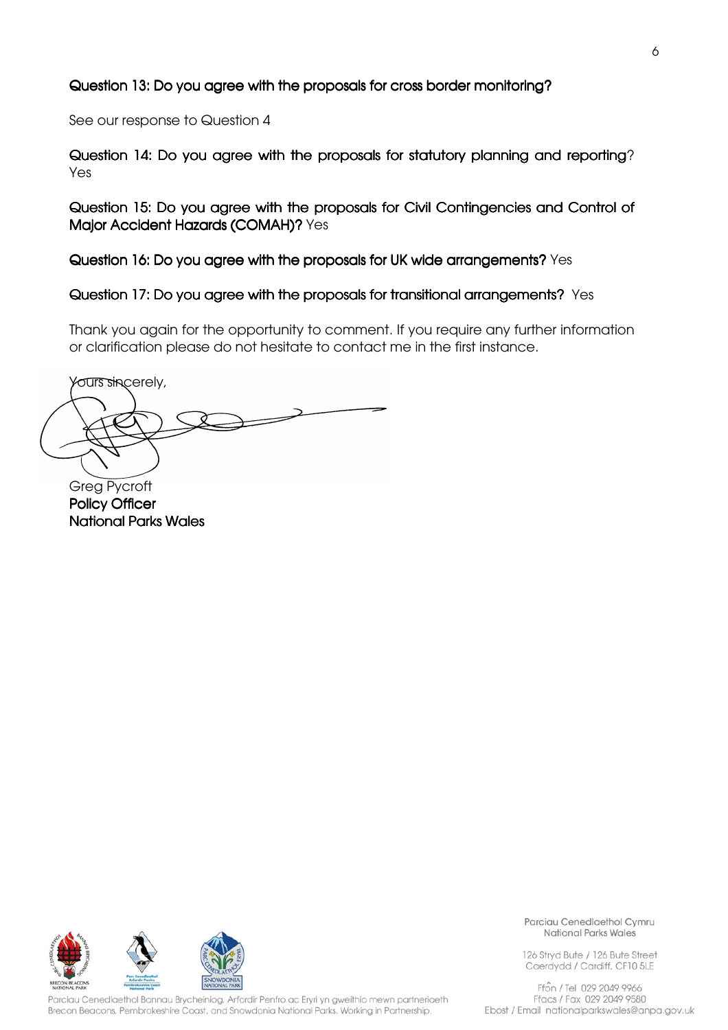**Question 13: Do you agree with the proposals for cross border monitoring?**

See our response to Question 4

**Question 14: Do you agree with the proposals for statutory planning and reporting**? Yes

**Question 15: Do you agree with the proposals for Civil Contingencies and Control of Major Accident Hazards (COMAH)?** Yes

**Question 16: Do you agree with the proposals for UK wide arrangements?** Yes

**Question 17: Do you agree with the proposals for transitional arrangements?** Yes

Thank you again for the opportunity to comment. If you require any further information or clarification please do not hesitate to contact me in the first instance.

Yours sincerely,

Greg Pycroft
**Policy Officer**
**National Parks Wales**

Parciau Cenedlaethol Bannau Brycheiniog, Arfordir Penfro ac Eryri yn gweithio mewn partneriaeth
Brecon Beacons, Pembrokeshire Coast, and Snowdonia National Parks. Working in Partnership.

Parciau Cenedlaethol Cymru
National Parks Wales

126 Stryd Bute / 126 Bute Street
Caerdydd / Cardiff, CF10 5LE

Ffôn / Tel 029 2049 9966
Ffacs / Fax 029 2049 9580
Ebost / Email nationalparkswales@anpa.gov.uk